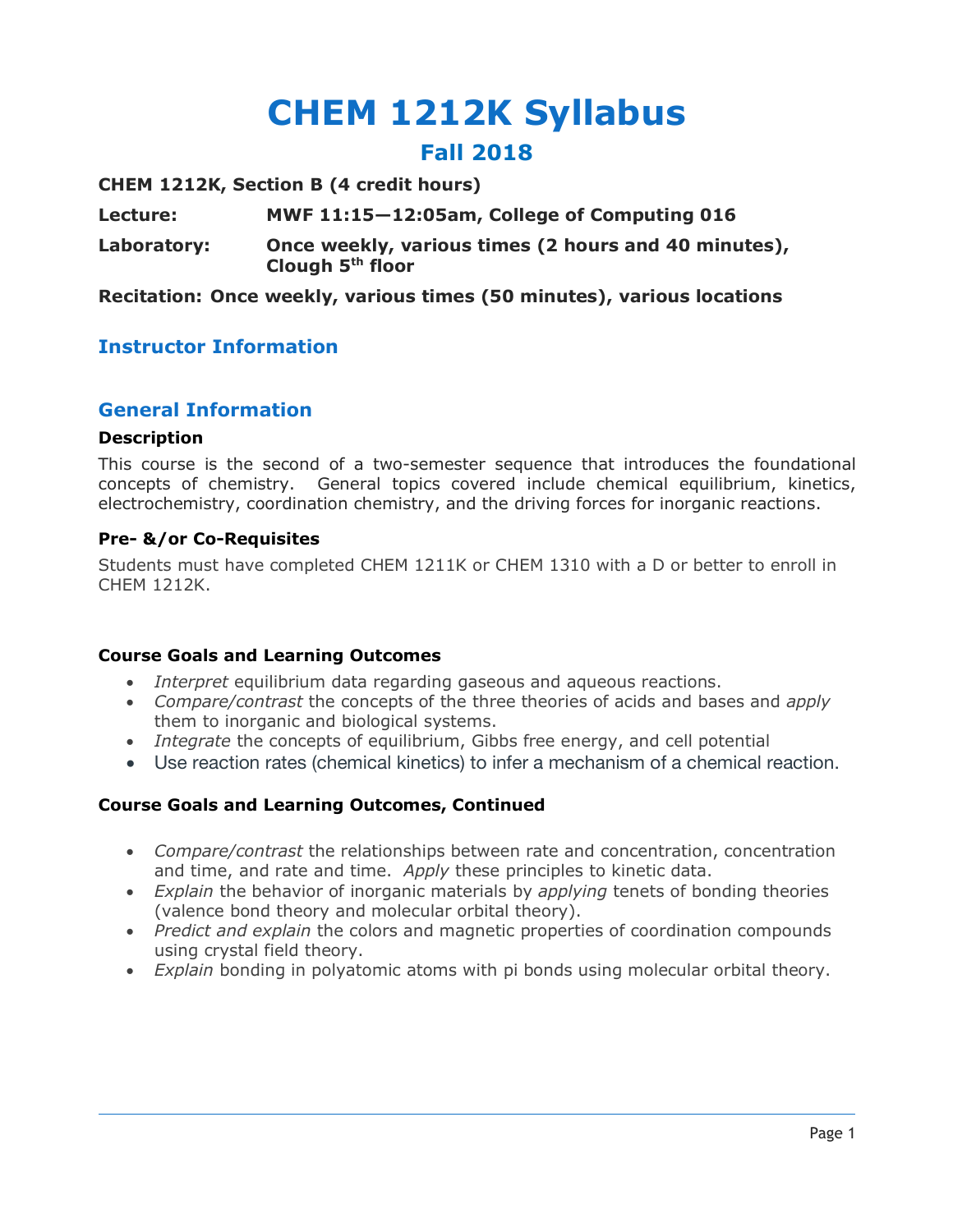# CHEM 1212K Syllabus

## Fall 2018

**CHEM 1212K, Section B (4 credit hours)**

**Lecture:** **MWF 11:15—12:05am, College of Computing 016**

**Laboratory:** **Once weekly, various times (2 hours and 40 minutes), Clough 5th floor**

**Recitation: Once weekly, various times (50 minutes), various locations**

## Instructor Information

## General Information

### Description

This course is the second of a two-semester sequence that introduces the foundational concepts of chemistry. General topics covered include chemical equilibrium, kinetics, electrochemistry, coordination chemistry, and the driving forces for inorganic reactions.

### Pre- &/or Co-Requisites

Students must have completed CHEM 1211K or CHEM 1310 with a D or better to enroll in CHEM 1212K.

### Course Goals and Learning Outcomes

- *Interpret* equilibrium data regarding gaseous and aqueous reactions.
- *Compare/contrast* the concepts of the three theories of acids and bases and *apply* them to inorganic and biological systems.
- *Integrate* the concepts of equilibrium, Gibbs free energy, and cell potential
- Use reaction rates (chemical kinetics) to infer a mechanism of a chemical reaction.

### Course Goals and Learning Outcomes, Continued

- *Compare/contrast* the relationships between rate and concentration, concentration and time, and rate and time. *Apply* these principles to kinetic data.
- *Explain* the behavior of inorganic materials by *applying* tenets of bonding theories (valence bond theory and molecular orbital theory).
- *Predict and explain* the colors and magnetic properties of coordination compounds using crystal field theory.
- *Explain* bonding in polyatomic atoms with pi bonds using molecular orbital theory.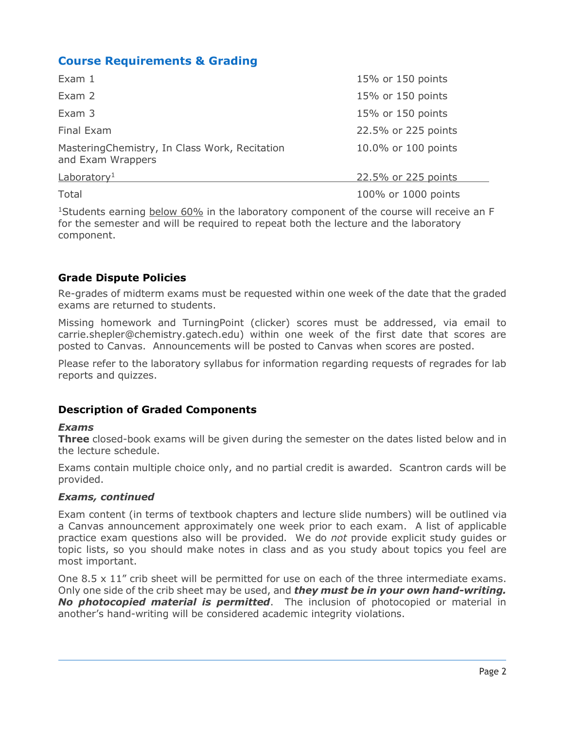## Course Requirements & Grading

| Component | Weight |
|---|---|
| Exam 1 | 15% or 150 points |
| Exam 2 | 15% or 150 points |
| Exam 3 | 15% or 150 points |
| Final Exam | 22.5% or 225 points |
| MasteringChemistry, In Class Work, Recitation and Exam Wrappers | 10.0% or 100 points |
| Laboratory[1] | 22.5% or 225 points |
| Total | 100% or 1000 points |

[1]Students earning below 60% in the laboratory component of the course will receive an F for the semester and will be required to repeat both the lecture and the laboratory component.

### Grade Dispute Policies

Re-grades of midterm exams must be requested within one week of the date that the graded exams are returned to students.

Missing homework and TurningPoint (clicker) scores must be addressed, via email to carrie.shepler@chemistry.gatech.edu) within one week of the first date that scores are posted to Canvas. Announcements will be posted to Canvas when scores are posted.

Please refer to the laboratory syllabus for information regarding requests of regrades for lab reports and quizzes.

### Description of Graded Components

***Exams***

**Three** closed-book exams will be given during the semester on the dates listed below and in the lecture schedule.

Exams contain multiple choice only, and no partial credit is awarded. Scantron cards will be provided.

***Exams, continued***

Exam content (in terms of textbook chapters and lecture slide numbers) will be outlined via a Canvas announcement approximately one week prior to each exam. A list of applicable practice exam questions also will be provided. We do *not* provide explicit study guides or topic lists, so you should make notes in class and as you study about topics you feel are most important.

One 8.5 x 11" crib sheet will be permitted for use on each of the three intermediate exams. Only one side of the crib sheet may be used, and ***they must be in your own hand-writing. No photocopied material is permitted***. The inclusion of photocopied or material in another's hand-writing will be considered academic integrity violations.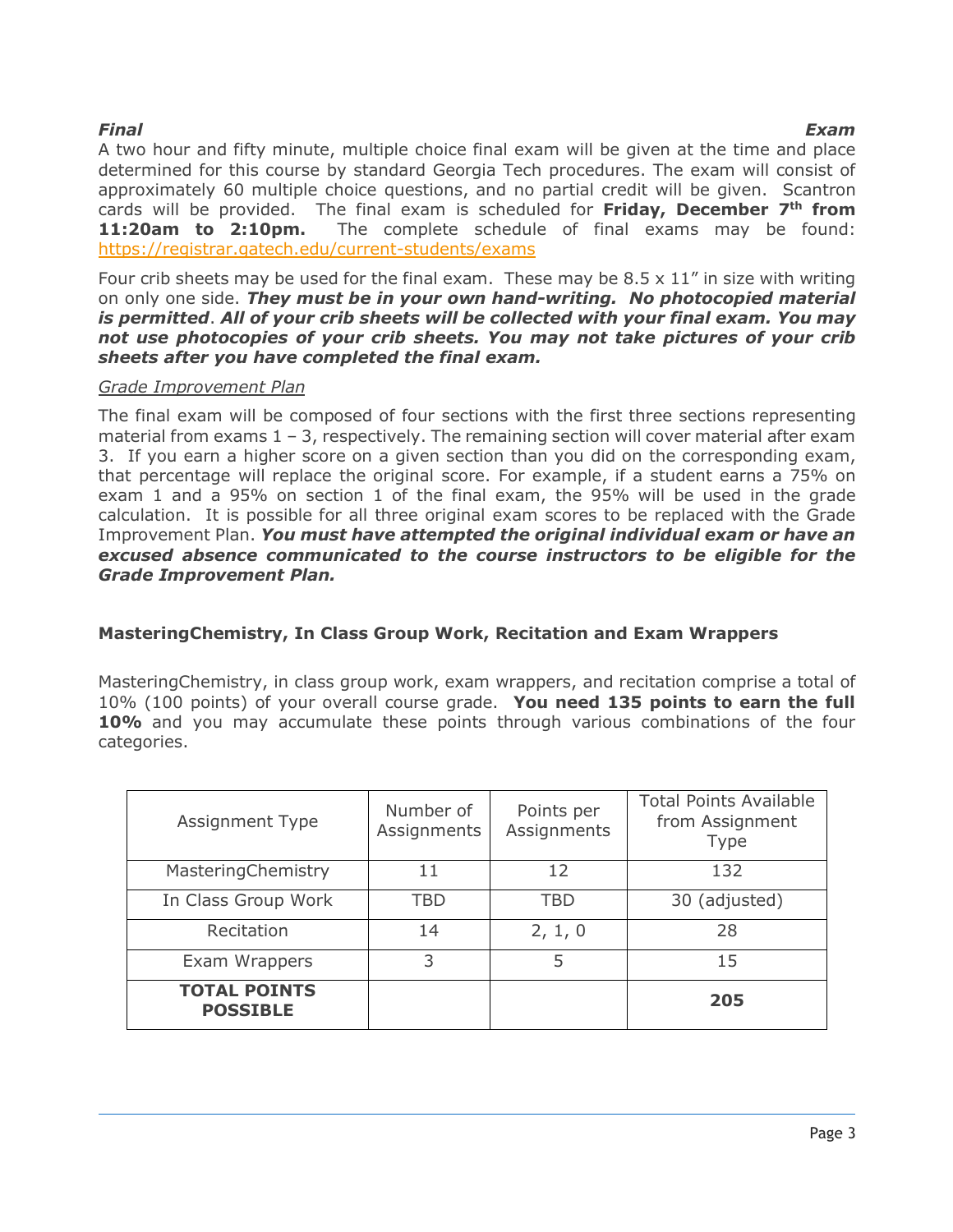***Final Exam***

A two hour and fifty minute, multiple choice final exam will be given at the time and place determined for this course by standard Georgia Tech procedures. The exam will consist of approximately 60 multiple choice questions, and no partial credit will be given. Scantron cards will be provided. The final exam is scheduled for **Friday, December 7th from 11:20am to 2:10pm.** The complete schedule of final exams may be found: https://registrar.gatech.edu/current-students/exams

Four crib sheets may be used for the final exam. These may be 8.5 x 11" in size with writing on only one side. ***They must be in your own hand-writing. No photocopied material is permitted***. ***All of your crib sheets will be collected with your final exam. You may not use photocopies of your crib sheets. You may not take pictures of your crib sheets after you have completed the final exam.***

*Grade Improvement Plan*

The final exam will be composed of four sections with the first three sections representing material from exams 1 – 3, respectively. The remaining section will cover material after exam 3. If you earn a higher score on a given section than you did on the corresponding exam, that percentage will replace the original score. For example, if a student earns a 75% on exam 1 and a 95% on section 1 of the final exam, the 95% will be used in the grade calculation. It is possible for all three original exam scores to be replaced with the Grade Improvement Plan. ***You must have attempted the original individual exam or have an excused absence communicated to the course instructors to be eligible for the Grade Improvement Plan.***

**MasteringChemistry, In Class Group Work, Recitation and Exam Wrappers**

MasteringChemistry, in class group work, exam wrappers, and recitation comprise a total of 10% (100 points) of your overall course grade. **You need 135 points to earn the full 10%** and you may accumulate these points through various combinations of the four categories.

| Assignment Type | Number of Assignments | Points per Assignments | Total Points Available from Assignment Type |
|---|---|---|---|
| MasteringChemistry | 11 | 12 | 132 |
| In Class Group Work | TBD | TBD | 30 (adjusted) |
| Recitation | 14 | 2, 1, 0 | 28 |
| Exam Wrappers | 3 | 5 | 15 |
| **TOTAL POINTS POSSIBLE** | | | **205** |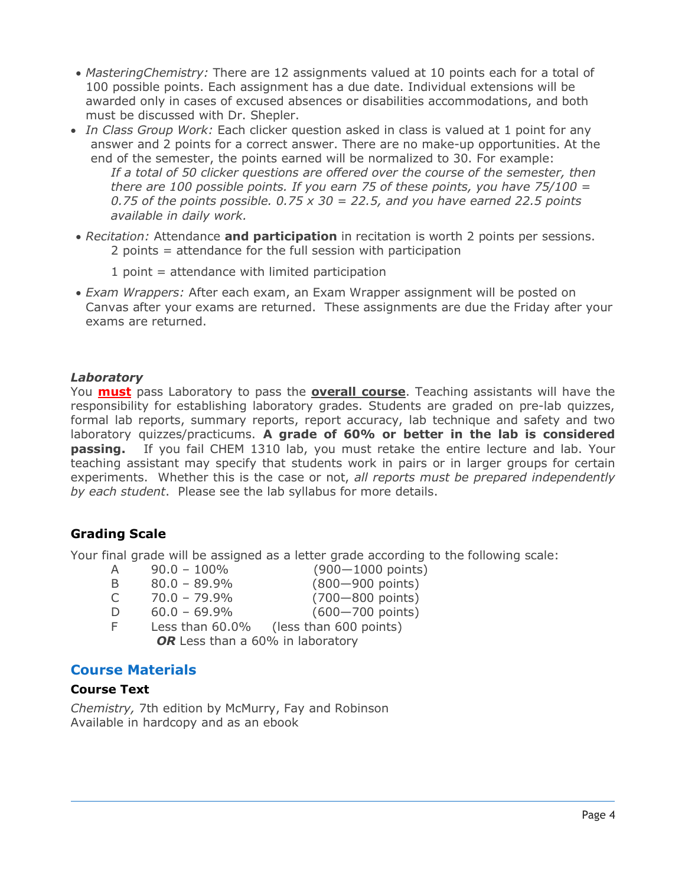- *MasteringChemistry:* There are 12 assignments valued at 10 points each for a total of 100 possible points. Each assignment has a due date. Individual extensions will be awarded only in cases of excused absences or disabilities accommodations, and both must be discussed with Dr. Shepler.
- *In Class Group Work:* Each clicker question asked in class is valued at 1 point for any answer and 2 points for a correct answer. There are no make-up opportunities. At the end of the semester, the points earned will be normalized to 30. For example:

  *If a total of 50 clicker questions are offered over the course of the semester, then there are 100 possible points. If you earn 75 of these points, you have 75/100 = 0.75 of the points possible. 0.75 x 30 = 22.5, and you have earned 22.5 points available in daily work.*
- *Recitation:* Attendance **and participation** in recitation is worth 2 points per sessions.

  2 points = attendance for the full session with participation

  1 point = attendance with limited participation
- *Exam Wrappers:* After each exam, an Exam Wrapper assignment will be posted on Canvas after your exams are returned. These assignments are due the Friday after your exams are returned.

### *Laboratory*

You **must** pass Laboratory to pass the **overall course**. Teaching assistants will have the responsibility for establishing laboratory grades. Students are graded on pre-lab quizzes, formal lab reports, summary reports, report accuracy, lab technique and safety and two laboratory quizzes/practicums. **A grade of 60% or better in the lab is considered passing.** If you fail CHEM 1310 lab, you must retake the entire lecture and lab. Your teaching assistant may specify that students work in pairs or in larger groups for certain experiments. Whether this is the case or not, *all reports must be prepared independently by each student*. Please see the lab syllabus for more details.

### Grading Scale

Your final grade will be assigned as a letter grade according to the following scale:

| | | |
|---|---|---|
| A | 90.0 – 100% | (900—1000 points) |
| B | 80.0 – 89.9% | (800—900 points) |
| C | 70.0 – 79.9% | (700—800 points) |
| D | 60.0 – 69.9% | (600—700 points) |
| F | Less than 60.0% | (less than 600 points) |
| | ***OR*** Less than a 60% in laboratory | |

## Course Materials

### Course Text

*Chemistry,* 7th edition by McMurry, Fay and Robinson
Available in hardcopy and as an ebook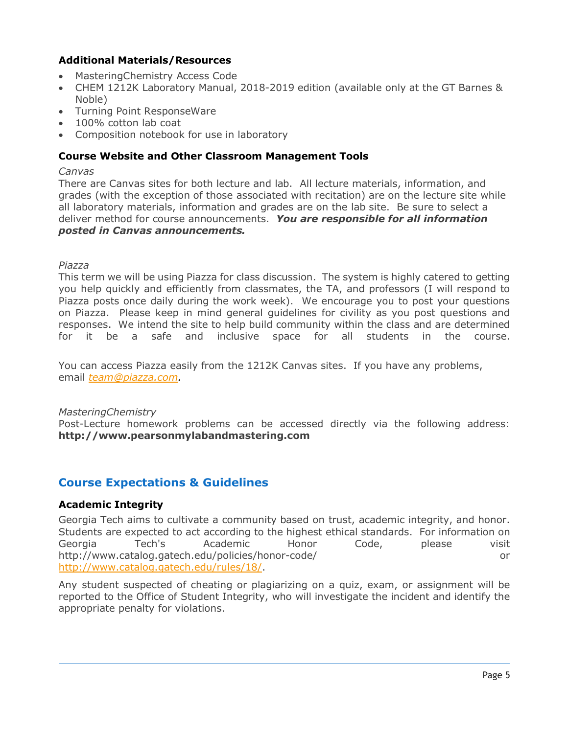### Additional Materials/Resources

- MasteringChemistry Access Code
- CHEM 1212K Laboratory Manual, 2018-2019 edition (available only at the GT Barnes & Noble)
- Turning Point ResponseWare
- 100% cotton lab coat
- Composition notebook for use in laboratory

### Course Website and Other Classroom Management Tools

*Canvas*

There are Canvas sites for both lecture and lab. All lecture materials, information, and grades (with the exception of those associated with recitation) are on the lecture site while all laboratory materials, information and grades are on the lab site. Be sure to select a deliver method for course announcements. ***You are responsible for all information posted in Canvas announcements.***

*Piazza*

This term we will be using Piazza for class discussion. The system is highly catered to getting you help quickly and efficiently from classmates, the TA, and professors (I will respond to Piazza posts once daily during the work week). We encourage you to post your questions on Piazza. Please keep in mind general guidelines for civility as you post questions and responses. We intend the site to help build community within the class and are determined for it be a safe and inclusive space for all students in the course.

You can access Piazza easily from the 1212K Canvas sites. If you have any problems, email *team@piazza.com*.

*MasteringChemistry*

Post-Lecture homework problems can be accessed directly via the following address: **http://www.pearsonmylabandmastering.com**

## Course Expectations & Guidelines

### Academic Integrity

Georgia Tech aims to cultivate a community based on trust, academic integrity, and honor. Students are expected to act according to the highest ethical standards. For information on Georgia Tech's Academic Honor Code, please visit http://www.catalog.gatech.edu/policies/honor-code/ or http://www.catalog.gatech.edu/rules/18/.

Any student suspected of cheating or plagiarizing on a quiz, exam, or assignment will be reported to the Office of Student Integrity, who will investigate the incident and identify the appropriate penalty for violations.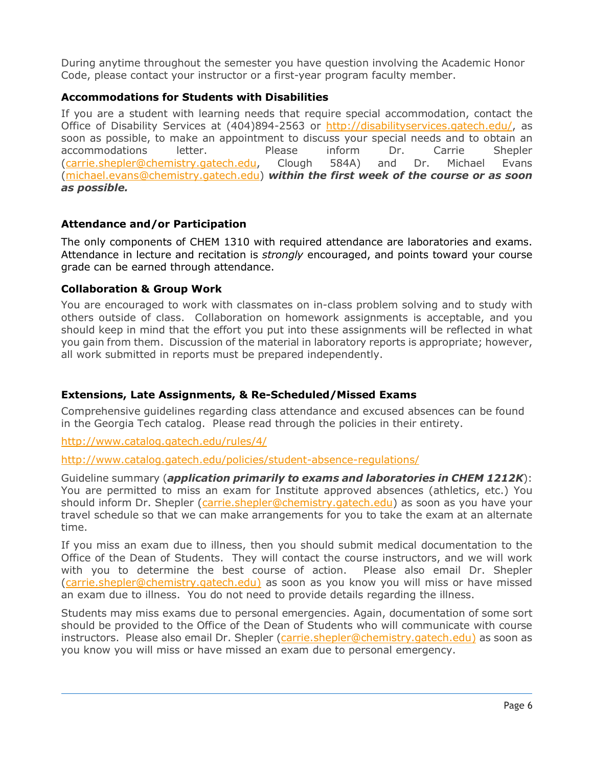During anytime throughout the semester you have question involving the Academic Honor Code, please contact your instructor or a first-year program faculty member.

### Accommodations for Students with Disabilities

If you are a student with learning needs that require special accommodation, contact the Office of Disability Services at (404)894-2563 or http://disabilityservices.gatech.edu/, as soon as possible, to make an appointment to discuss your special needs and to obtain an accommodations letter. Please inform Dr. Carrie Shepler (carrie.shepler@chemistry.gatech.edu, Clough 584A) and Dr. Michael Evans (michael.evans@chemistry.gatech.edu) ***within the first week of the course or as soon as possible.***

### Attendance and/or Participation

The only components of CHEM 1310 with required attendance are laboratories and exams. Attendance in lecture and recitation is *strongly* encouraged, and points toward your course grade can be earned through attendance.

### Collaboration & Group Work

You are encouraged to work with classmates on in-class problem solving and to study with others outside of class. Collaboration on homework assignments is acceptable, and you should keep in mind that the effort you put into these assignments will be reflected in what you gain from them. Discussion of the material in laboratory reports is appropriate; however, all work submitted in reports must be prepared independently.

### Extensions, Late Assignments, & Re-Scheduled/Missed Exams

Comprehensive guidelines regarding class attendance and excused absences can be found in the Georgia Tech catalog. Please read through the policies in their entirety.

http://www.catalog.gatech.edu/rules/4/

http://www.catalog.gatech.edu/policies/student-absence-regulations/

Guideline summary (***application primarily to exams and laboratories in CHEM 1212K***): You are permitted to miss an exam for Institute approved absences (athletics, etc.) You should inform Dr. Shepler (carrie.shepler@chemistry.gatech.edu) as soon as you have your travel schedule so that we can make arrangements for you to take the exam at an alternate time.

If you miss an exam due to illness, then you should submit medical documentation to the Office of the Dean of Students. They will contact the course instructors, and we will work with you to determine the best course of action. Please also email Dr. Shepler (carrie.shepler@chemistry.gatech.edu) as soon as you know you will miss or have missed an exam due to illness. You do not need to provide details regarding the illness.

Students may miss exams due to personal emergencies. Again, documentation of some sort should be provided to the Office of the Dean of Students who will communicate with course instructors. Please also email Dr. Shepler (carrie.shepler@chemistry.gatech.edu) as soon as you know you will miss or have missed an exam due to personal emergency.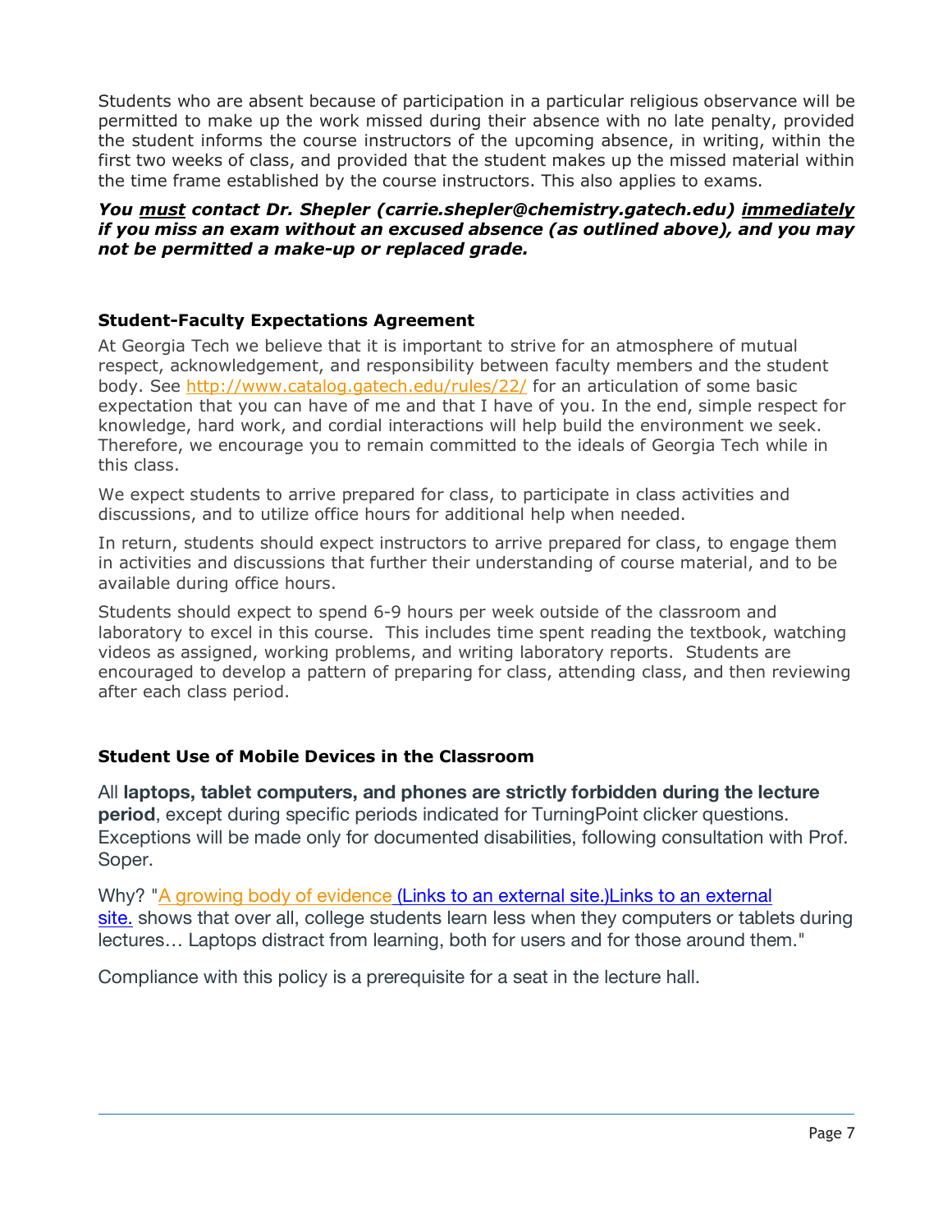Students who are absent because of participation in a particular religious observance will be permitted to make up the work missed during their absence with no late penalty, provided the student informs the course instructors of the upcoming absence, in writing, within the first two weeks of class, and provided that the student makes up the missed material within the time frame established by the course instructors. This also applies to exams.

***You <u>must</u> contact Dr. Shepler (carrie.shepler@chemistry.gatech.edu) <u>immediately</u> if you miss an exam without an excused absence (as outlined above), and you may not be permitted a make-up or replaced grade.***

### Student-Faculty Expectations Agreement

At Georgia Tech we believe that it is important to strive for an atmosphere of mutual respect, acknowledgement, and responsibility between faculty members and the student body. See http://www.catalog.gatech.edu/rules/22/ for an articulation of some basic expectation that you can have of me and that I have of you. In the end, simple respect for knowledge, hard work, and cordial interactions will help build the environment we seek. Therefore, we encourage you to remain committed to the ideals of Georgia Tech while in this class.

We expect students to arrive prepared for class, to participate in class activities and discussions, and to utilize office hours for additional help when needed.

In return, students should expect instructors to arrive prepared for class, to engage them in activities and discussions that further their understanding of course material, and to be available during office hours.

Students should expect to spend 6-9 hours per week outside of the classroom and laboratory to excel in this course. This includes time spent reading the textbook, watching videos as assigned, working problems, and writing laboratory reports. Students are encouraged to develop a pattern of preparing for class, attending class, and then reviewing after each class period.

### Student Use of Mobile Devices in the Classroom

All **laptops, tablet computers, and phones are strictly forbidden during the lecture period**, except during specific periods indicated for TurningPoint clicker questions. Exceptions will be made only for documented disabilities, following consultation with Prof. Soper.

Why? "A growing body of evidence (Links to an external site.)Links to an external site. shows that over all, college students learn less when they computers or tablets during lectures… Laptops distract from learning, both for users and for those around them."

Compliance with this policy is a prerequisite for a seat in the lecture hall.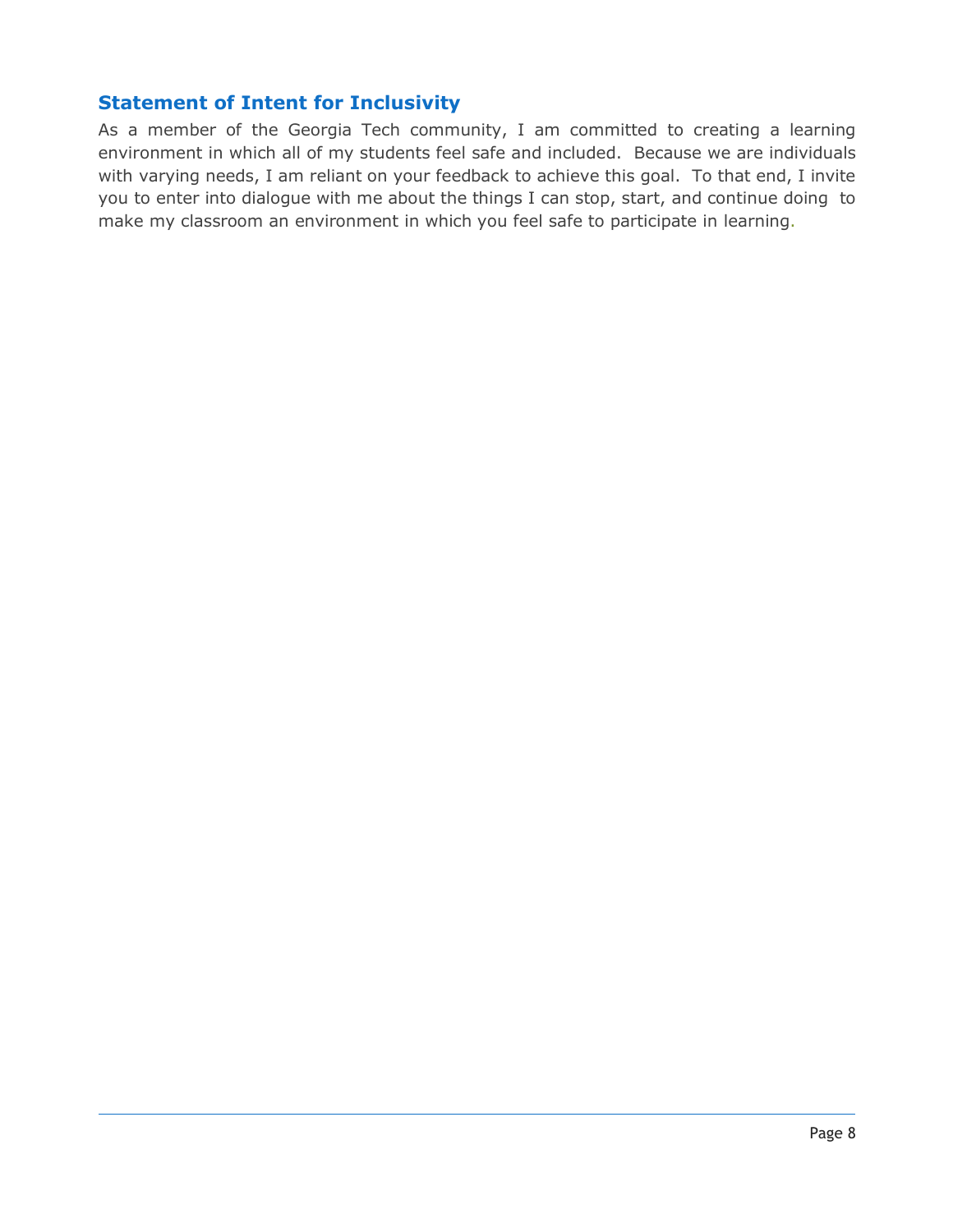## Statement of Intent for Inclusivity

As a member of the Georgia Tech community, I am committed to creating a learning environment in which all of my students feel safe and included. Because we are individuals with varying needs, I am reliant on your feedback to achieve this goal. To that end, I invite you to enter into dialogue with me about the things I can stop, start, and continue doing to make my classroom an environment in which you feel safe to participate in learning.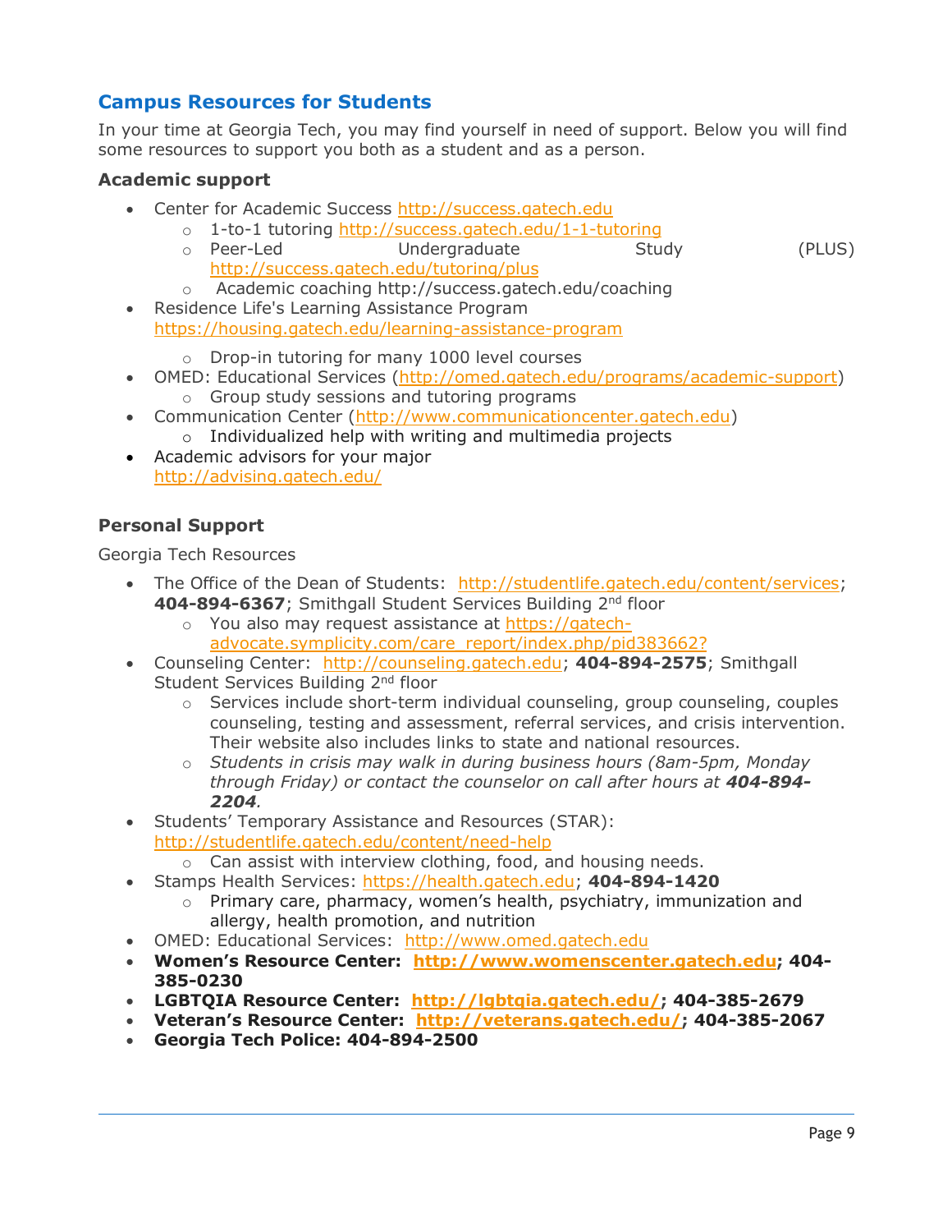## Campus Resources for Students

In your time at Georgia Tech, you may find yourself in need of support. Below you will find some resources to support you both as a student and as a person.

### Academic support

- Center for Academic Success http://success.gatech.edu
  - 1-to-1 tutoring http://success.gatech.edu/1-1-tutoring
  - Peer-Led Undergraduate Study (PLUS) http://success.gatech.edu/tutoring/plus
  - Academic coaching http://success.gatech.edu/coaching
- Residence Life's Learning Assistance Program https://housing.gatech.edu/learning-assistance-program
  - Drop-in tutoring for many 1000 level courses
- OMED: Educational Services (http://omed.gatech.edu/programs/academic-support)
  - Group study sessions and tutoring programs
- Communication Center (http://www.communicationcenter.gatech.edu)
  - Individualized help with writing and multimedia projects
- Academic advisors for your major http://advising.gatech.edu/

### Personal Support

Georgia Tech Resources

- The Office of the Dean of Students: http://studentlife.gatech.edu/content/services; **404-894-6367**; Smithgall Student Services Building 2nd floor
  - You also may request assistance at https://gatech-advocate.symplicity.com/care_report/index.php/pid383662?
- Counseling Center: http://counseling.gatech.edu; **404-894-2575**; Smithgall Student Services Building 2nd floor
  - Services include short-term individual counseling, group counseling, couples counseling, testing and assessment, referral services, and crisis intervention. Their website also includes links to state and national resources.
  - *Students in crisis may walk in during business hours (8am-5pm, Monday through Friday) or contact the counselor on call after hours at* ***404-894-2204****.*
- Students' Temporary Assistance and Resources (STAR): http://studentlife.gatech.edu/content/need-help
  - Can assist with interview clothing, food, and housing needs.
- Stamps Health Services: https://health.gatech.edu; **404-894-1420**
  - Primary care, pharmacy, women's health, psychiatry, immunization and allergy, health promotion, and nutrition
- OMED: Educational Services: http://www.omed.gatech.edu
- **Women's Resource Center: http://www.womenscenter.gatech.edu; 404-385-0230**
- **LGBTQIA Resource Center: http://lgbtqia.gatech.edu/; 404-385-2679**
- **Veteran's Resource Center: http://veterans.gatech.edu/; 404-385-2067**
- **Georgia Tech Police: 404-894-2500**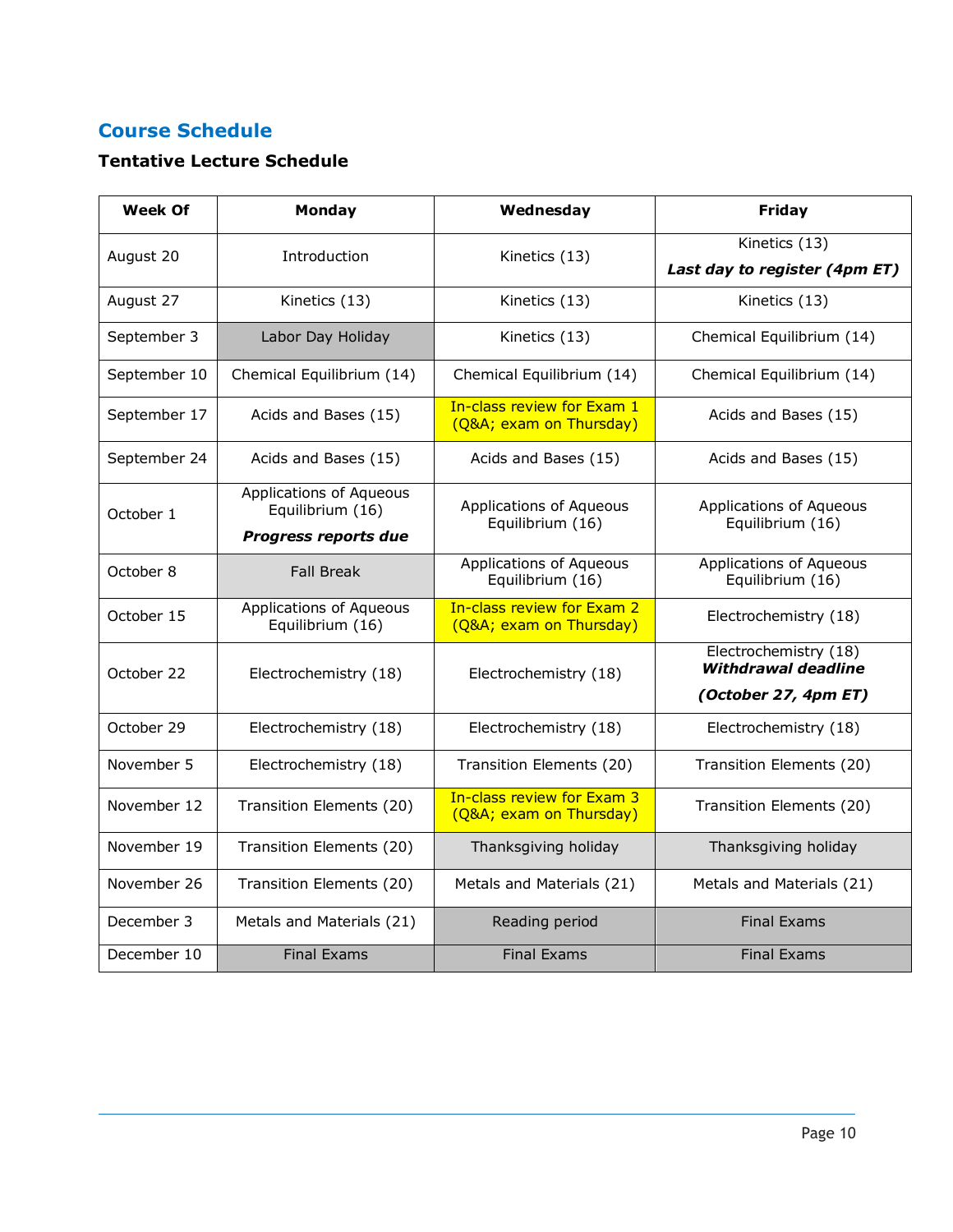## Course Schedule

### Tentative Lecture Schedule

| Week Of | Monday | Wednesday | Friday |
|---|---|---|---|
| August 20 | Introduction | Kinetics (13) | Kinetics (13) ***Last day to register (4pm ET)*** |
| August 27 | Kinetics (13) | Kinetics (13) | Kinetics (13) |
| September 3 | Labor Day Holiday | Kinetics (13) | Chemical Equilibrium (14) |
| September 10 | Chemical Equilibrium (14) | Chemical Equilibrium (14) | Chemical Equilibrium (14) |
| September 17 | Acids and Bases (15) | In-class review for Exam 1 (Q&A; exam on Thursday) | Acids and Bases (15) |
| September 24 | Acids and Bases (15) | Acids and Bases (15) | Acids and Bases (15) |
| October 1 | Applications of Aqueous Equilibrium (16) ***Progress reports due*** | Applications of Aqueous Equilibrium (16) | Applications of Aqueous Equilibrium (16) |
| October 8 | Fall Break | Applications of Aqueous Equilibrium (16) | Applications of Aqueous Equilibrium (16) |
| October 15 | Applications of Aqueous Equilibrium (16) | In-class review for Exam 2 (Q&A; exam on Thursday) | Electrochemistry (18) |
| October 22 | Electrochemistry (18) | Electrochemistry (18) | Electrochemistry (18) ***Withdrawal deadline (October 27, 4pm ET)*** |
| October 29 | Electrochemistry (18) | Electrochemistry (18) | Electrochemistry (18) |
| November 5 | Electrochemistry (18) | Transition Elements (20) | Transition Elements (20) |
| November 12 | Transition Elements (20) | In-class review for Exam 3 (Q&A; exam on Thursday) | Transition Elements (20) |
| November 19 | Transition Elements (20) | Thanksgiving holiday | Thanksgiving holiday |
| November 26 | Transition Elements (20) | Metals and Materials (21) | Metals and Materials (21) |
| December 3 | Metals and Materials (21) | Reading period | Final Exams |
| December 10 | Final Exams | Final Exams | Final Exams |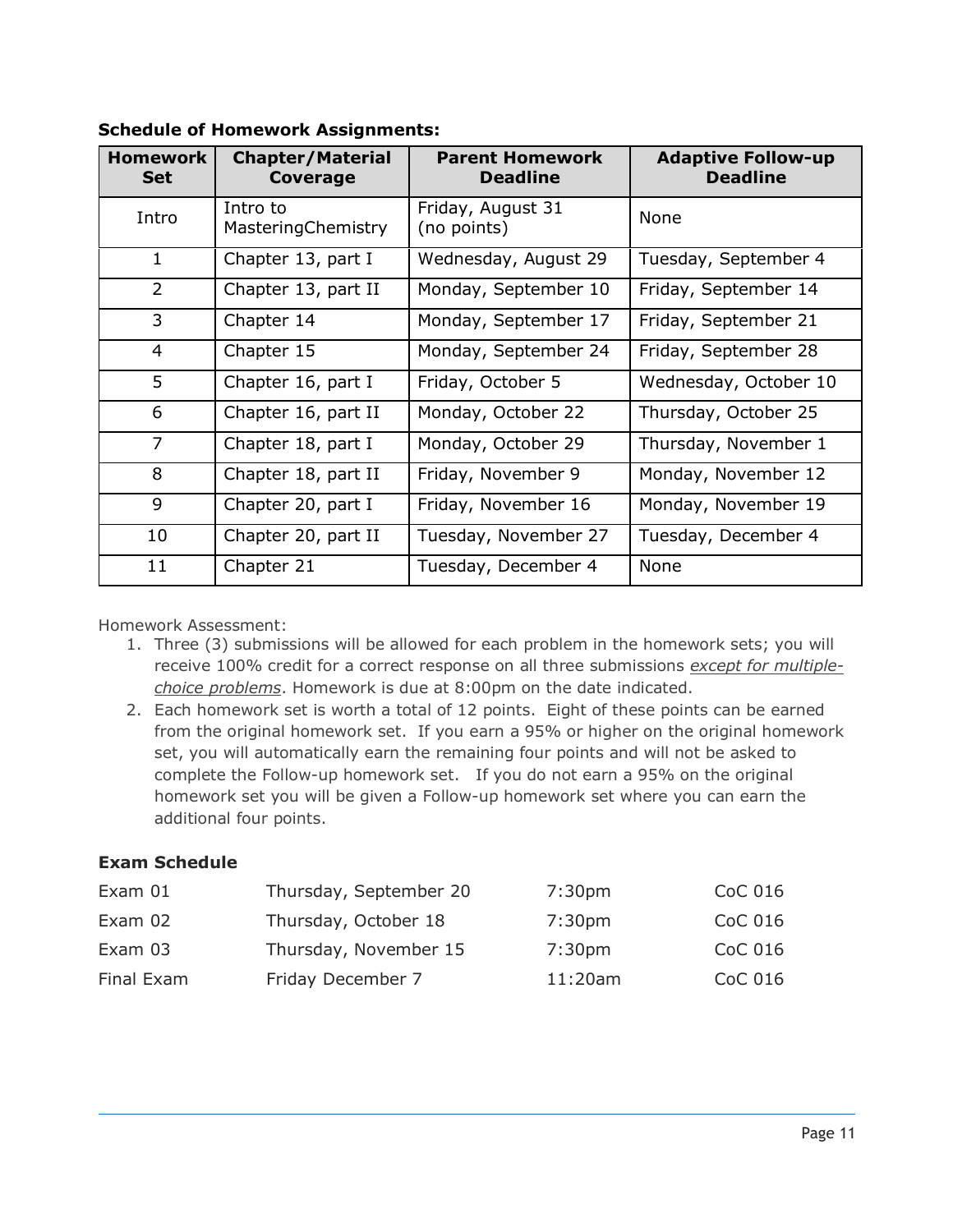**Schedule of Homework Assignments:**

| Homework Set | Chapter/Material Coverage | Parent Homework Deadline | Adaptive Follow-up Deadline |
|---|---|---|---|
| Intro | Intro to MasteringChemistry | Friday, August 31 (no points) | None |
| 1 | Chapter 13, part I | Wednesday, August 29 | Tuesday, September 4 |
| 2 | Chapter 13, part II | Monday, September 10 | Friday, September 14 |
| 3 | Chapter 14 | Monday, September 17 | Friday, September 21 |
| 4 | Chapter 15 | Monday, September 24 | Friday, September 28 |
| 5 | Chapter 16, part I | Friday, October 5 | Wednesday, October 10 |
| 6 | Chapter 16, part II | Monday, October 22 | Thursday, October 25 |
| 7 | Chapter 18, part I | Monday, October 29 | Thursday, November 1 |
| 8 | Chapter 18, part II | Friday, November 9 | Monday, November 12 |
| 9 | Chapter 20, part I | Friday, November 16 | Monday, November 19 |
| 10 | Chapter 20, part II | Tuesday, November 27 | Tuesday, December 4 |
| 11 | Chapter 21 | Tuesday, December 4 | None |

Homework Assessment:

1. Three (3) submissions will be allowed for each problem in the homework sets; you will receive 100% credit for a correct response on all three submissions *except for multiple-choice problems*. Homework is due at 8:00pm on the date indicated.
2. Each homework set is worth a total of 12 points. Eight of these points can be earned from the original homework set. If you earn a 95% or higher on the original homework set, you will automatically earn the remaining four points and will not be asked to complete the Follow-up homework set. If you do not earn a 95% on the original homework set you will be given a Follow-up homework set where you can earn the additional four points.

**Exam Schedule**

| | | | |
|---|---|---|---|
| Exam 01 | Thursday, September 20 | 7:30pm | CoC 016 |
| Exam 02 | Thursday, October 18 | 7:30pm | CoC 016 |
| Exam 03 | Thursday, November 15 | 7:30pm | CoC 016 |
| Final Exam | Friday December 7 | 11:20am | CoC 016 |